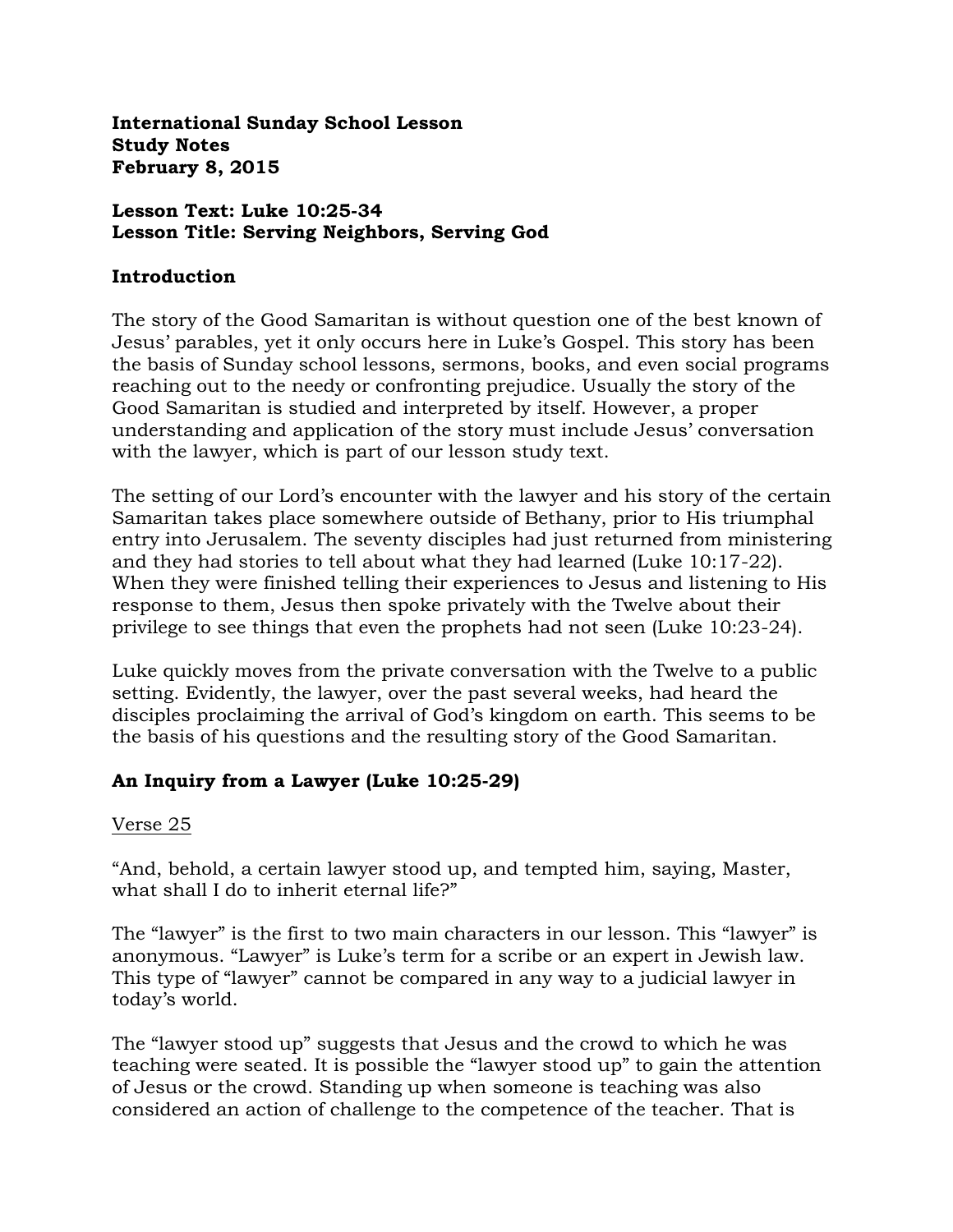**International Sunday School Lesson**
**Study Notes**
**February 8, 2015**

**Lesson Text: Luke 10:25-34**
**Lesson Title: Serving Neighbors, Serving God**

## Introduction

The story of the Good Samaritan is without question one of the best known of Jesus' parables, yet it only occurs here in Luke's Gospel. This story has been the basis of Sunday school lessons, sermons, books, and even social programs reaching out to the needy or confronting prejudice. Usually the story of the Good Samaritan is studied and interpreted by itself. However, a proper understanding and application of the story must include Jesus' conversation with the lawyer, which is part of our lesson study text.

The setting of our Lord's encounter with the lawyer and his story of the certain Samaritan takes place somewhere outside of Bethany, prior to His triumphal entry into Jerusalem. The seventy disciples had just returned from ministering and they had stories to tell about what they had learned (Luke 10:17-22). When they were finished telling their experiences to Jesus and listening to His response to them, Jesus then spoke privately with the Twelve about their privilege to see things that even the prophets had not seen (Luke 10:23-24).

Luke quickly moves from the private conversation with the Twelve to a public setting. Evidently, the lawyer, over the past several weeks, had heard the disciples proclaiming the arrival of God's kingdom on earth. This seems to be the basis of his questions and the resulting story of the Good Samaritan.

## An Inquiry from a Lawyer (Luke 10:25-29)

<u>Verse 25</u>

"And, behold, a certain lawyer stood up, and tempted him, saying, Master, what shall I do to inherit eternal life?"

The "lawyer" is the first to two main characters in our lesson. This "lawyer" is anonymous. "Lawyer" is Luke's term for a scribe or an expert in Jewish law. This type of "lawyer" cannot be compared in any way to a judicial lawyer in today's world.

The "lawyer stood up" suggests that Jesus and the crowd to which he was teaching were seated. It is possible the "lawyer stood up" to gain the attention of Jesus or the crowd. Standing up when someone is teaching was also considered an action of challenge to the competence of the teacher. That is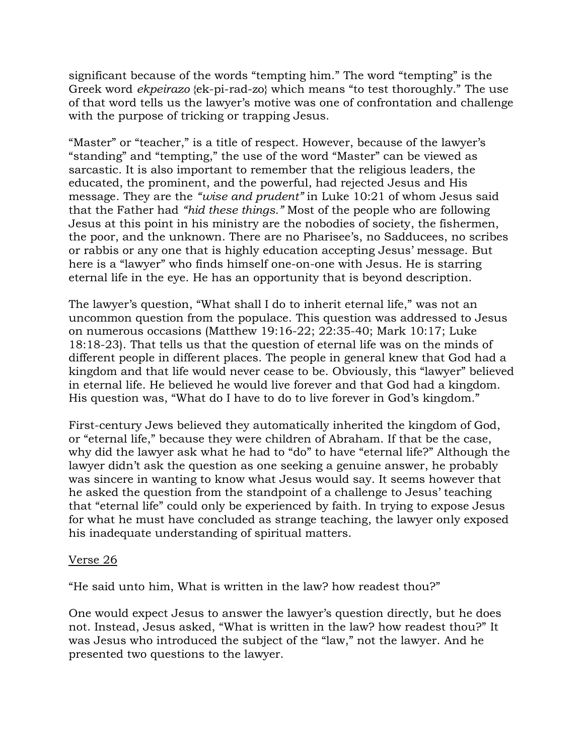significant because of the words “tempting him.” The word “tempting” is the Greek word *ekpeirazo* {ek-pi-rad-zo} which means “to test thoroughly.” The use of that word tells us the lawyer’s motive was one of confrontation and challenge with the purpose of tricking or trapping Jesus.

“Master” or “teacher,” is a title of respect. However, because of the lawyer’s “standing” and “tempting,” the use of the word “Master” can be viewed as sarcastic. It is also important to remember that the religious leaders, the educated, the prominent, and the powerful, had rejected Jesus and His message. They are the *“wise and prudent”* in Luke 10:21 of whom Jesus said that the Father had *“hid these things.”* Most of the people who are following Jesus at this point in his ministry are the nobodies of society, the fishermen, the poor, and the unknown. There are no Pharisee’s, no Sadducees, no scribes or rabbis or any one that is highly education accepting Jesus’ message. But here is a “lawyer” who finds himself one-on-one with Jesus. He is starring eternal life in the eye. He has an opportunity that is beyond description.

The lawyer’s question, “What shall I do to inherit eternal life,” was not an uncommon question from the populace. This question was addressed to Jesus on numerous occasions (Matthew 19:16-22; 22:35-40; Mark 10:17; Luke 18:18-23). That tells us that the question of eternal life was on the minds of different people in different places. The people in general knew that God had a kingdom and that life would never cease to be. Obviously, this “lawyer” believed in eternal life. He believed he would live forever and that God had a kingdom. His question was, “What do I have to do to live forever in God’s kingdom.”

First-century Jews believed they automatically inherited the kingdom of God, or “eternal life,” because they were children of Abraham. If that be the case, why did the lawyer ask what he had to “do” to have “eternal life?” Although the lawyer didn’t ask the question as one seeking a genuine answer, he probably was sincere in wanting to know what Jesus would say. It seems however that he asked the question from the standpoint of a challenge to Jesus’ teaching that “eternal life” could only be experienced by faith. In trying to expose Jesus for what he must have concluded as strange teaching, the lawyer only exposed his inadequate understanding of spiritual matters.

<u>Verse 26</u>

“He said unto him, What is written in the law? how readest thou?”

One would expect Jesus to answer the lawyer’s question directly, but he does not. Instead, Jesus asked, “What is written in the law? how readest thou?” It was Jesus who introduced the subject of the “law,” not the lawyer. And he presented two questions to the lawyer.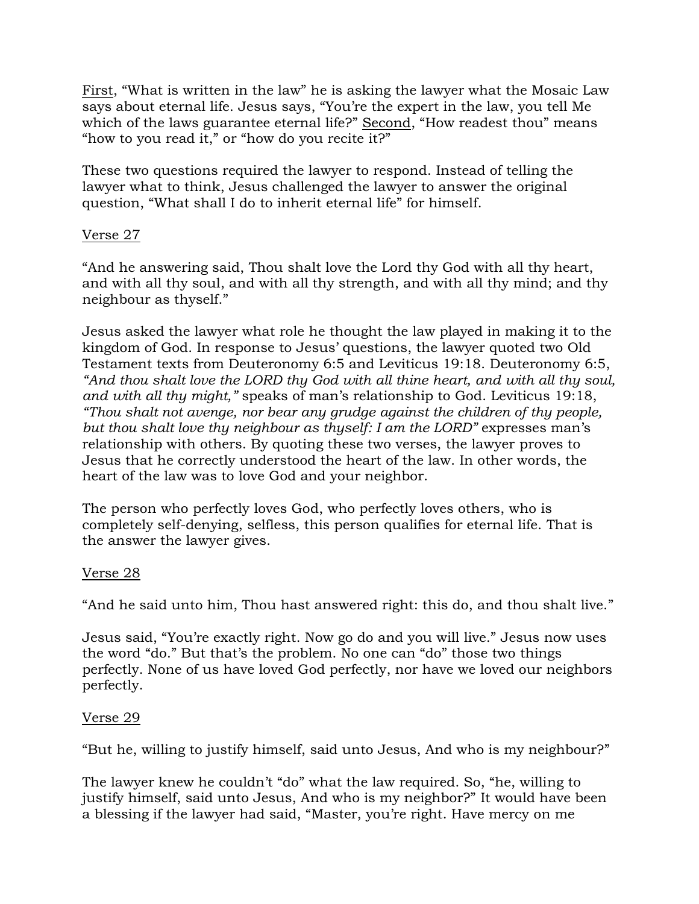<u>First</u>, "What is written in the law" he is asking the lawyer what the Mosaic Law says about eternal life. Jesus says, "You're the expert in the law, you tell Me which of the laws guarantee eternal life?" <u>Second</u>, "How readest thou" means "how to you read it," or "how do you recite it?"

These two questions required the lawyer to respond. Instead of telling the lawyer what to think, Jesus challenged the lawyer to answer the original question, "What shall I do to inherit eternal life" for himself.

<u>Verse 27</u>

"And he answering said, Thou shalt love the Lord thy God with all thy heart, and with all thy soul, and with all thy strength, and with all thy mind; and thy neighbour as thyself."

Jesus asked the lawyer what role he thought the law played in making it to the kingdom of God. In response to Jesus' questions, the lawyer quoted two Old Testament texts from Deuteronomy 6:5 and Leviticus 19:18. Deuteronomy 6:5, *"And thou shalt love the LORD thy God with all thine heart, and with all thy soul, and with all thy might,"* speaks of man's relationship to God. Leviticus 19:18, *"Thou shalt not avenge, nor bear any grudge against the children of thy people, but thou shalt love thy neighbour as thyself: I am the LORD"* expresses man's relationship with others. By quoting these two verses, the lawyer proves to Jesus that he correctly understood the heart of the law. In other words, the heart of the law was to love God and your neighbor.

The person who perfectly loves God, who perfectly loves others, who is completely self-denying, selfless, this person qualifies for eternal life. That is the answer the lawyer gives.

<u>Verse 28</u>

"And he said unto him, Thou hast answered right: this do, and thou shalt live."

Jesus said, "You're exactly right. Now go do and you will live." Jesus now uses the word "do." But that's the problem. No one can "do" those two things perfectly. None of us have loved God perfectly, nor have we loved our neighbors perfectly.

<u>Verse 29</u>

"But he, willing to justify himself, said unto Jesus, And who is my neighbour?"

The lawyer knew he couldn't "do" what the law required. So, "he, willing to justify himself, said unto Jesus, And who is my neighbor?" It would have been a blessing if the lawyer had said, "Master, you're right. Have mercy on me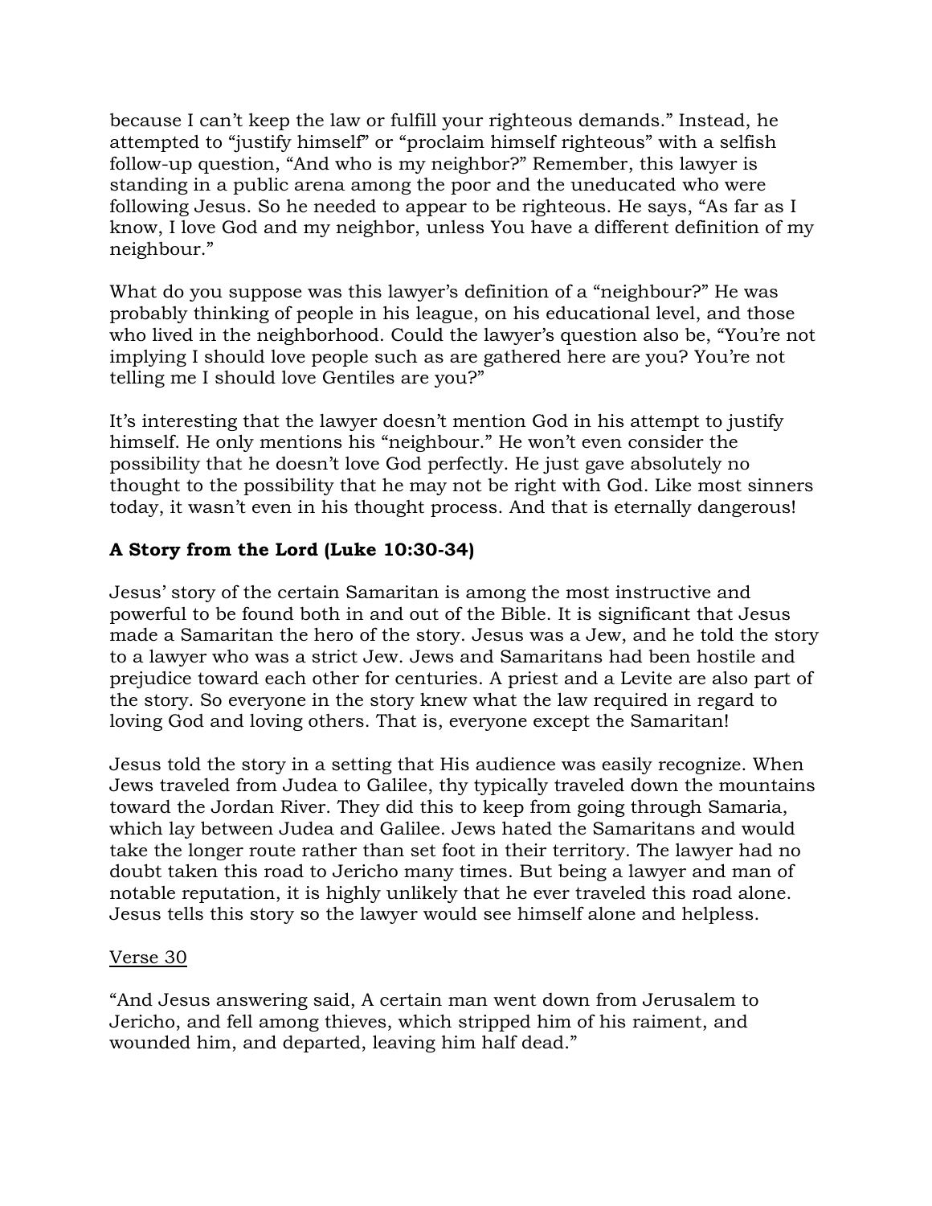because I can't keep the law or fulfill your righteous demands." Instead, he attempted to "justify himself" or "proclaim himself righteous" with a selfish follow-up question, "And who is my neighbor?" Remember, this lawyer is standing in a public arena among the poor and the uneducated who were following Jesus. So he needed to appear to be righteous. He says, "As far as I know, I love God and my neighbor, unless You have a different definition of my neighbour."

What do you suppose was this lawyer's definition of a "neighbour?" He was probably thinking of people in his league, on his educational level, and those who lived in the neighborhood. Could the lawyer's question also be, "You're not implying I should love people such as are gathered here are you? You're not telling me I should love Gentiles are you?"

It's interesting that the lawyer doesn't mention God in his attempt to justify himself. He only mentions his "neighbour." He won't even consider the possibility that he doesn't love God perfectly. He just gave absolutely no thought to the possibility that he may not be right with God. Like most sinners today, it wasn't even in his thought process. And that is eternally dangerous!

**A Story from the Lord (Luke 10:30-34)**

Jesus' story of the certain Samaritan is among the most instructive and powerful to be found both in and out of the Bible. It is significant that Jesus made a Samaritan the hero of the story. Jesus was a Jew, and he told the story to a lawyer who was a strict Jew. Jews and Samaritans had been hostile and prejudice toward each other for centuries. A priest and a Levite are also part of the story. So everyone in the story knew what the law required in regard to loving God and loving others. That is, everyone except the Samaritan!

Jesus told the story in a setting that His audience was easily recognize. When Jews traveled from Judea to Galilee, thy typically traveled down the mountains toward the Jordan River. They did this to keep from going through Samaria, which lay between Judea and Galilee. Jews hated the Samaritans and would take the longer route rather than set foot in their territory. The lawyer had no doubt taken this road to Jericho many times. But being a lawyer and man of notable reputation, it is highly unlikely that he ever traveled this road alone. Jesus tells this story so the lawyer would see himself alone and helpless.

<u>Verse 30</u>

"And Jesus answering said, A certain man went down from Jerusalem to Jericho, and fell among thieves, which stripped him of his raiment, and wounded him, and departed, leaving him half dead."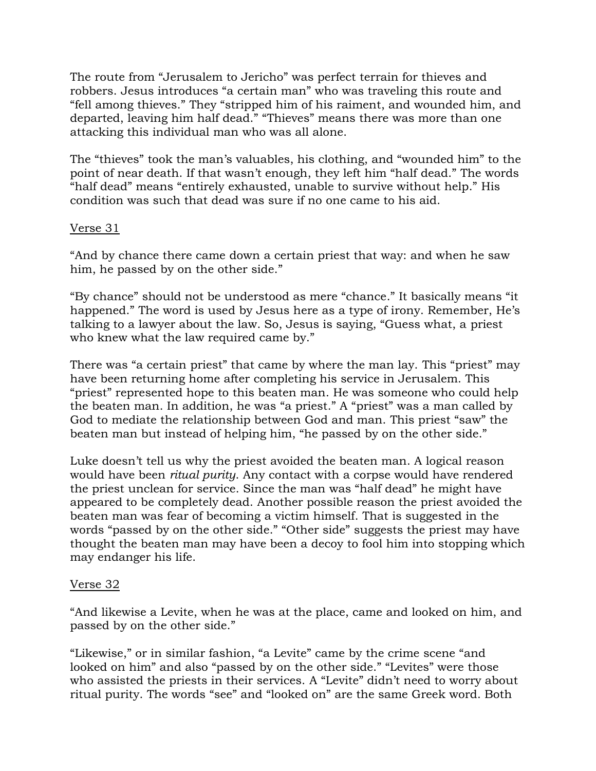The route from "Jerusalem to Jericho" was perfect terrain for thieves and robbers. Jesus introduces "a certain man" who was traveling this route and "fell among thieves." They "stripped him of his raiment, and wounded him, and departed, leaving him half dead." "Thieves" means there was more than one attacking this individual man who was all alone.

The "thieves" took the man's valuables, his clothing, and "wounded him" to the point of near death. If that wasn't enough, they left him "half dead." The words "half dead" means "entirely exhausted, unable to survive without help." His condition was such that dead was sure if no one came to his aid.

<u>Verse 31</u>

"And by chance there came down a certain priest that way: and when he saw him, he passed by on the other side."

"By chance" should not be understood as mere "chance." It basically means "it happened." The word is used by Jesus here as a type of irony. Remember, He's talking to a lawyer about the law. So, Jesus is saying, "Guess what, a priest who knew what the law required came by."

There was "a certain priest" that came by where the man lay. This "priest" may have been returning home after completing his service in Jerusalem. This "priest" represented hope to this beaten man. He was someone who could help the beaten man. In addition, he was "a priest." A "priest" was a man called by God to mediate the relationship between God and man. This priest "saw" the beaten man but instead of helping him, "he passed by on the other side."

Luke doesn't tell us why the priest avoided the beaten man. A logical reason would have been *ritual purity*. Any contact with a corpse would have rendered the priest unclean for service. Since the man was "half dead" he might have appeared to be completely dead. Another possible reason the priest avoided the beaten man was fear of becoming a victim himself. That is suggested in the words "passed by on the other side." "Other side" suggests the priest may have thought the beaten man may have been a decoy to fool him into stopping which may endanger his life.

<u>Verse 32</u>

"And likewise a Levite, when he was at the place, came and looked on him, and passed by on the other side."

"Likewise," or in similar fashion, "a Levite" came by the crime scene "and looked on him" and also "passed by on the other side." "Levites" were those who assisted the priests in their services. A "Levite" didn't need to worry about ritual purity. The words "see" and "looked on" are the same Greek word. Both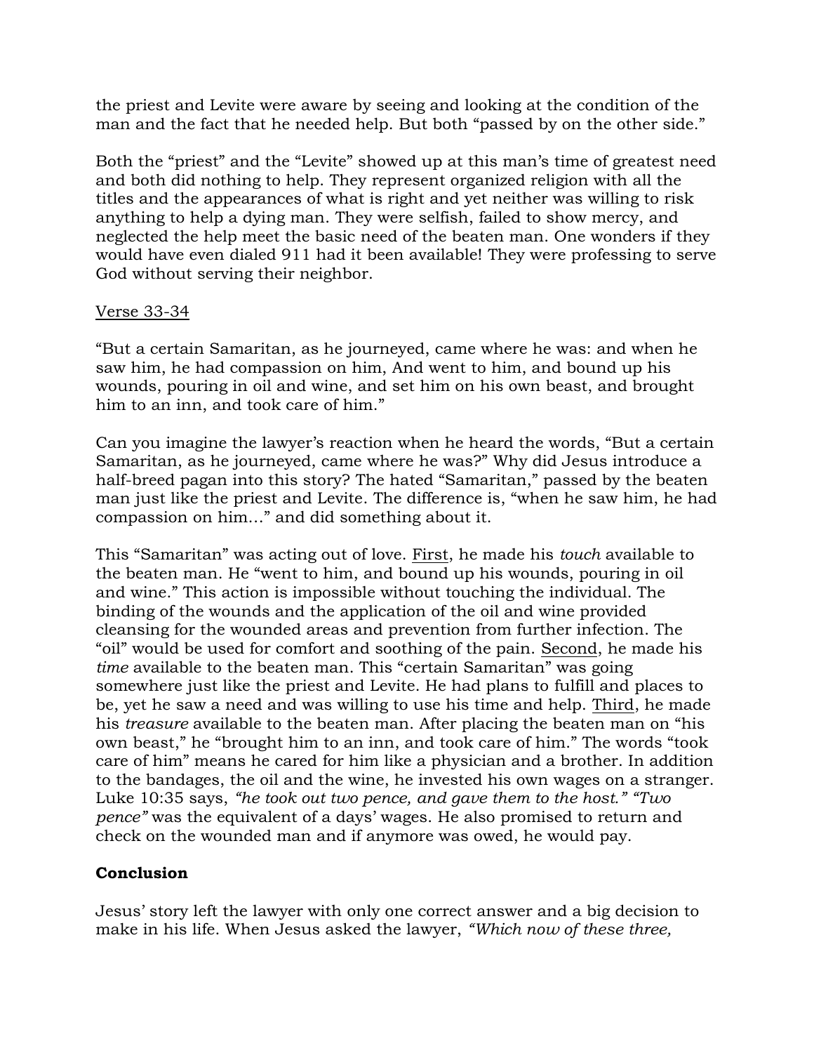the priest and Levite were aware by seeing and looking at the condition of the man and the fact that he needed help. But both "passed by on the other side."

Both the "priest" and the "Levite" showed up at this man's time of greatest need and both did nothing to help. They represent organized religion with all the titles and the appearances of what is right and yet neither was willing to risk anything to help a dying man. They were selfish, failed to show mercy, and neglected the help meet the basic need of the beaten man. One wonders if they would have even dialed 911 had it been available! They were professing to serve God without serving their neighbor.

<u>Verse 33-34</u>

"But a certain Samaritan, as he journeyed, came where he was: and when he saw him, he had compassion on him, And went to him, and bound up his wounds, pouring in oil and wine, and set him on his own beast, and brought him to an inn, and took care of him."

Can you imagine the lawyer's reaction when he heard the words, "But a certain Samaritan, as he journeyed, came where he was?" Why did Jesus introduce a half-breed pagan into this story? The hated "Samaritan," passed by the beaten man just like the priest and Levite. The difference is, "when he saw him, he had compassion on him..." and did something about it.

This "Samaritan" was acting out of love. <u>First</u>, he made his *touch* available to the beaten man. He "went to him, and bound up his wounds, pouring in oil and wine." This action is impossible without touching the individual. The binding of the wounds and the application of the oil and wine provided cleansing for the wounded areas and prevention from further infection. The "oil" would be used for comfort and soothing of the pain. <u>Second</u>, he made his *time* available to the beaten man. This "certain Samaritan" was going somewhere just like the priest and Levite. He had plans to fulfill and places to be, yet he saw a need and was willing to use his time and help. <u>Third</u>, he made his *treasure* available to the beaten man. After placing the beaten man on "his own beast," he "brought him to an inn, and took care of him." The words "took care of him" means he cared for him like a physician and a brother. In addition to the bandages, the oil and the wine, he invested his own wages on a stranger. Luke 10:35 says, *"he took out two pence, and gave them to the host." "Two pence"* was the equivalent of a days' wages. He also promised to return and check on the wounded man and if anymore was owed, he would pay.

**Conclusion**

Jesus' story left the lawyer with only one correct answer and a big decision to make in his life. When Jesus asked the lawyer, *"Which now of these three,*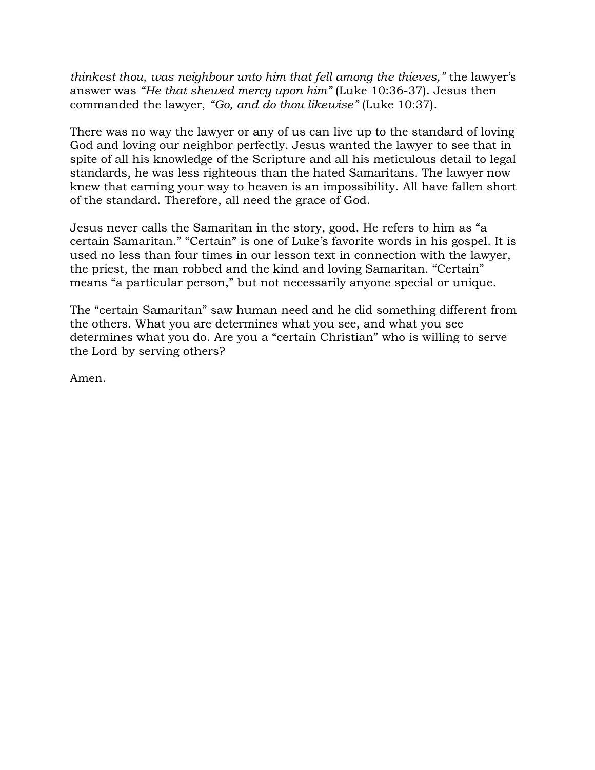*thinkest thou, was neighbour unto him that fell among the thieves,"* the lawyer's answer was *"He that shewed mercy upon him"* (Luke 10:36-37). Jesus then commanded the lawyer, *"Go, and do thou likewise"* (Luke 10:37).

There was no way the lawyer or any of us can live up to the standard of loving God and loving our neighbor perfectly. Jesus wanted the lawyer to see that in spite of all his knowledge of the Scripture and all his meticulous detail to legal standards, he was less righteous than the hated Samaritans. The lawyer now knew that earning your way to heaven is an impossibility. All have fallen short of the standard. Therefore, all need the grace of God.

Jesus never calls the Samaritan in the story, good. He refers to him as "a certain Samaritan." "Certain" is one of Luke's favorite words in his gospel. It is used no less than four times in our lesson text in connection with the lawyer, the priest, the man robbed and the kind and loving Samaritan. "Certain" means "a particular person," but not necessarily anyone special or unique.

The "certain Samaritan" saw human need and he did something different from the others. What you are determines what you see, and what you see determines what you do. Are you a "certain Christian" who is willing to serve the Lord by serving others?

Amen.